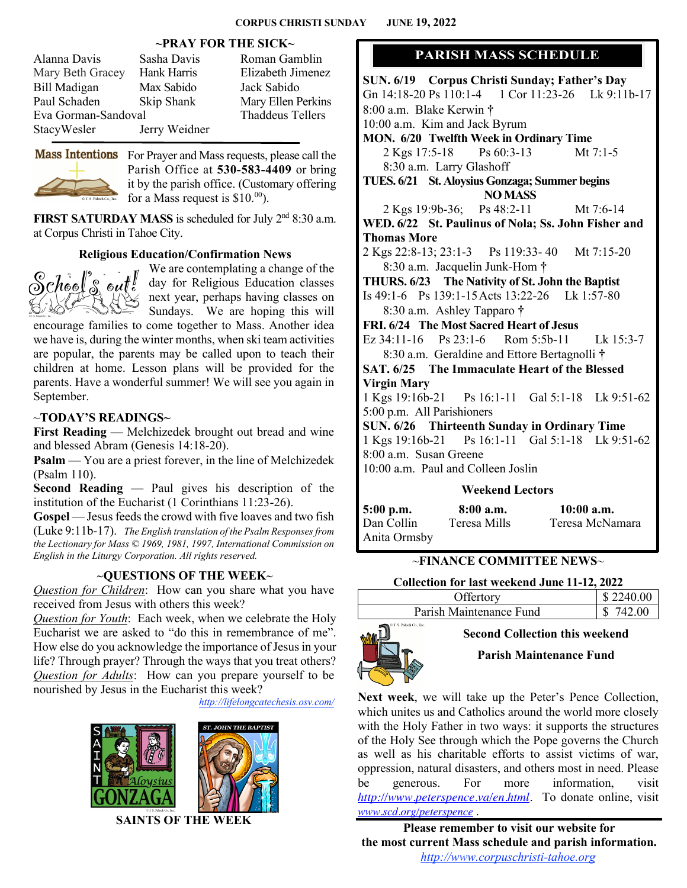**CORPUS CHRISTI SUNDAY JUNE 19, 2022**

## ~PRAY FOR THE SICK~

| | | |
|---|---|---|
| Alanna Davis | Sasha Davis | Roman Gamblin |
| Mary Beth Gracey | Hank Harris | Elizabeth Jimenez |
| Bill Madigan | Max Sabido | Jack Sabido |
| Paul Schaden | Skip Shank | Mary Ellen Perkins |
| Eva Gorman-Sandoval | | Thaddeus Tellers |
| StacyWesler | Jerry Weidner | |

**Mass Intentions**

For Prayer and Mass requests, please call the Parish Office at **530-583-4409** or bring it by the parish office. (Customary offering for a Mass request is $10.[00]).

**FIRST SATURDAY MASS** is scheduled for July 2nd 8:30 a.m. at Corpus Christi in Tahoe City.

### Religious Education/Confirmation News

School's out!

We are contemplating a change of the day for Religious Education classes next year, perhaps having classes on Sundays. We are hoping this will encourage families to come together to Mass. Another idea we have is, during the winter months, when ski team activities are popular, the parents may be called upon to teach their children at home. Lesson plans will be provided for the parents. Have a wonderful summer! We will see you again in September.

### ~TODAY'S READINGS~

**First Reading** — Melchizedek brought out bread and wine and blessed Abram (Genesis 14:18-20).

**Psalm** — You are a priest forever, in the line of Melchizedek (Psalm 110).

**Second Reading** — Paul gives his description of the institution of the Eucharist (1 Corinthians 11:23-26).

**Gospel** — Jesus feeds the crowd with five loaves and two fish (Luke 9:11b-17). *The English translation of the Psalm Responses from the Lectionary for Mass © 1969, 1981, 1997, International Commission on English in the Liturgy Corporation. All rights reserved.*

### ~QUESTIONS OF THE WEEK~

*Question for Children*: How can you share what you have received from Jesus with others this week?

*Question for Youth*: Each week, when we celebrate the Holy Eucharist we are asked to "do this in remembrance of me". How else do you acknowledge the importance of Jesus in your life? Through prayer? Through the ways that you treat others?

*Question for Adults*: How can you prepare yourself to be nourished by Jesus in the Eucharist this week?

http://lifelongcatechesis.osv.com/

**SAINTS OF THE WEEK**

## PARISH MASS SCHEDULE

**SUN. 6/19 Corpus Christi Sunday; Father's Day**
Gn 14:18-20 Ps 110:1-4 1 Cor 11:23-26 Lk 9:11b-17
8:00 a.m. Blake Kerwin †
10:00 a.m. Kim and Jack Byrum

**MON. 6/20 Twelfth Week in Ordinary Time**
2 Kgs 17:5-18 Ps 60:3-13 Mt 7:1-5
8:30 a.m. Larry Glashoff

**TUES. 6/21 St. Aloysius Gonzaga; Summer begins**
**NO MASS**
2 Kgs 19:9b-36; Ps 48:2-11 Mt 7:6-14

**WED. 6/22 St. Paulinus of Nola; Ss. John Fisher and Thomas More**
2 Kgs 22:8-13; 23:1-3 Ps 119:33- 40 Mt 7:15-20
8:30 a.m. Jacquelin Junk-Hom †

**THURS. 6/23 The Nativity of St. John the Baptist**
Is 49:1-6 Ps 139:1-15 Acts 13:22-26 Lk 1:57-80
8:30 a.m. Ashley Tapparo †

**FRI. 6/24 The Most Sacred Heart of Jesus**
Ez 34:11-16 Ps 23:1-6 Rom 5:5b-11 Lk 15:3-7
8:30 a.m. Geraldine and Ettore Bertagnolli †

**SAT. 6/25 The Immaculate Heart of the Blessed Virgin Mary**
1 Kgs 19:16b-21 Ps 16:1-11 Gal 5:1-18 Lk 9:51-62
5:00 p.m. All Parishioners

**SUN. 6/26 Thirteenth Sunday in Ordinary Time**
1 Kgs 19:16b-21 Ps 16:1-11 Gal 5:1-18 Lk 9:51-62
8:00 a.m. Susan Greene
10:00 a.m. Paul and Colleen Joslin

### Weekend Lectors

| 5:00 p.m. | 8:00 a.m. | 10:00 a.m. |
|---|---|---|
| Dan Collin | Teresa Mills | Teresa McNamara |
| Anita Ormsby | | |

### ~FINANCE COMMITTEE NEWS~

**Collection for last weekend June 11-12, 2022**

| | |
|---|---|
| Offertory | $ 2240.00 |
| Parish Maintenance Fund | $ 742.00 |

**Second Collection this weekend**

**Parish Maintenance Fund**

**Next week**, we will take up the Peter's Pence Collection, which unites us and Catholics around the world more closely with the Holy Father in two ways: it supports the structures of the Holy See through which the Pope governs the Church as well as his charitable efforts to assist victims of war, oppression, natural disasters, and others most in need. Please be generous. For more information, visit http://www.peterspence.va/en.html. To donate online, visit www.scd.org/peterspence .

**Please remember to visit our website for the most current Mass schedule and parish information.**
http://www.corpuschristi-tahoe.org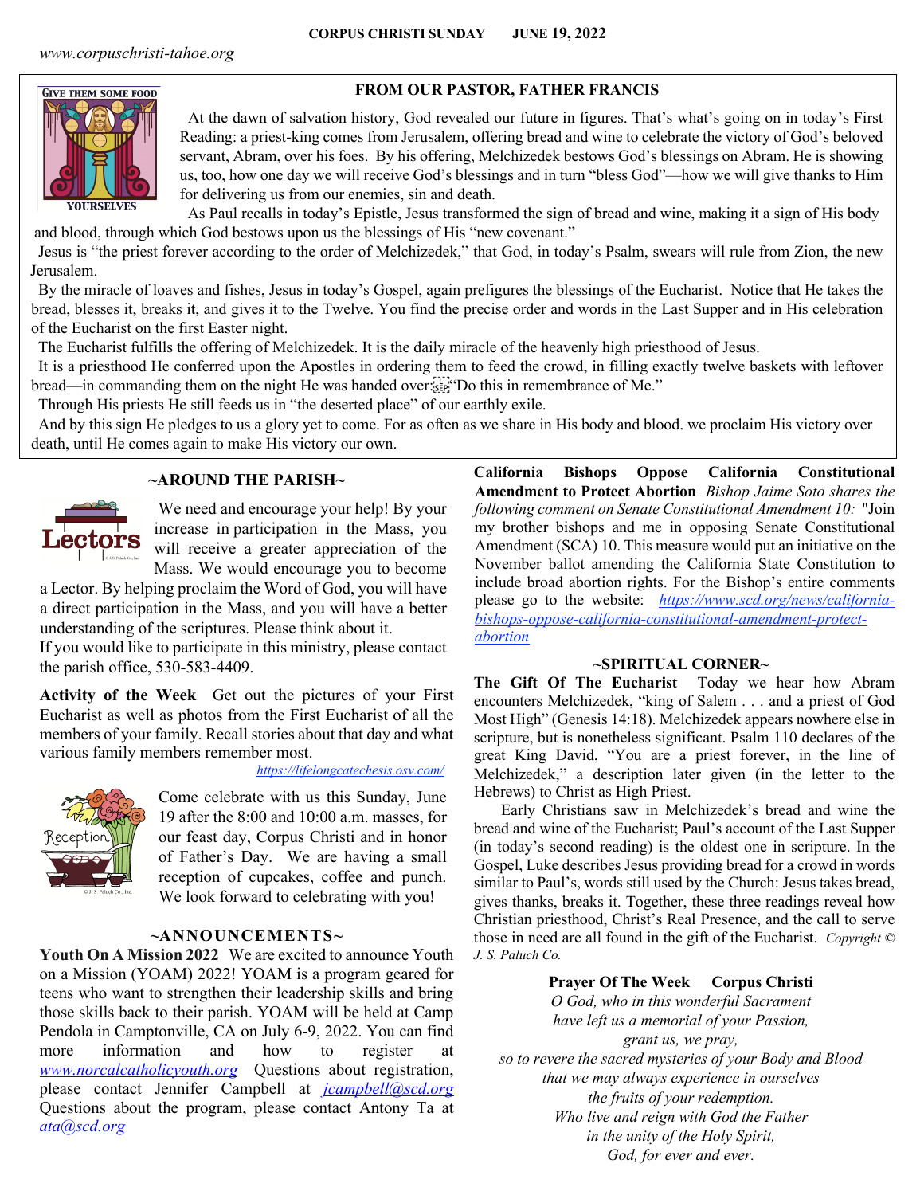CORPUS CHRISTI SUNDAY JUNE 19, 2022

www.corpuschristi-tahoe.org

## FROM OUR PASTOR, FATHER FRANCIS

GIVE THEM SOME FOOD YOURSELVES

At the dawn of salvation history, God revealed our future in figures. That's what's going on in today's First Reading: a priest-king comes from Jerusalem, offering bread and wine to celebrate the victory of God's beloved servant, Abram, over his foes. By his offering, Melchizedek bestows God's blessings on Abram. He is showing us, too, how one day we will receive God's blessings and in turn "bless God"—how we will give thanks to Him for delivering us from our enemies, sin and death.

As Paul recalls in today's Epistle, Jesus transformed the sign of bread and wine, making it a sign of His body and blood, through which God bestows upon us the blessings of His "new covenant."

Jesus is "the priest forever according to the order of Melchizedek," that God, in today's Psalm, swears will rule from Zion, the new Jerusalem.

By the miracle of loaves and fishes, Jesus in today's Gospel, again prefigures the blessings of the Eucharist. Notice that He takes the bread, blesses it, breaks it, and gives it to the Twelve. You find the precise order and words in the Last Supper and in His celebration of the Eucharist on the first Easter night.

The Eucharist fulfills the offering of Melchizedek. It is the daily miracle of the heavenly high priesthood of Jesus.

It is a priesthood He conferred upon the Apostles in ordering them to feed the crowd, in filling exactly twelve baskets with leftover bread—in commanding them on the night He was handed over: "Do this in remembrance of Me."

Through His priests He still feeds us in "the deserted place" of our earthly exile.

And by this sign He pledges to us a glory yet to come. For as often as we share in His body and blood. we proclaim His victory over death, until He comes again to make His victory our own.

## ~AROUND THE PARISH~

Lectors

We need and encourage your help! By your increase in participation in the Mass, you will receive a greater appreciation of the Mass. We would encourage you to become a Lector. By helping proclaim the Word of God, you will have a direct participation in the Mass, and you will have a better understanding of the scriptures. Please think about it.
If you would like to participate in this ministry, please contact the parish office, 530-583-4409.

**Activity of the Week** Get out the pictures of your First Eucharist as well as photos from the First Eucharist of all the members of your family. Recall stories about that day and what various family members remember most.
https://lifelongcatechesis.osv.com/

Reception

Come celebrate with us this Sunday, June 19 after the 8:00 and 10:00 a.m. masses, for our feast day, Corpus Christi and in honor of Father's Day. We are having a small reception of cupcakes, coffee and punch. We look forward to celebrating with you!

## ~ANNOUNCEMENTS~

**Youth On A Mission 2022** We are excited to announce Youth on a Mission (YOAM) 2022! YOAM is a program geared for teens who want to strengthen their leadership skills and bring those skills back to their parish. YOAM will be held at Camp Pendola in Camptonville, CA on July 6-9, 2022. You can find more information and how to register at www.norcalcatholicyouth.org Questions about registration, please contact Jennifer Campbell at jcampbell@scd.org Questions about the program, please contact Antony Ta at ata@scd.org

**California Bishops Oppose California Constitutional Amendment to Protect Abortion** *Bishop Jaime Soto shares the following comment on Senate Constitutional Amendment 10:* "Join my brother bishops and me in opposing Senate Constitutional Amendment (SCA) 10. This measure would put an initiative on the November ballot amending the California State Constitution to include broad abortion rights. For the Bishop's entire comments please go to the website: https://www.scd.org/news/california-bishops-oppose-california-constitutional-amendment-protect-abortion

## ~SPIRITUAL CORNER~

**The Gift Of The Eucharist** Today we hear how Abram encounters Melchizedek, "king of Salem . . . and a priest of God Most High" (Genesis 14:18). Melchizedek appears nowhere else in scripture, but is nonetheless significant. Psalm 110 declares of the great King David, "You are a priest forever, in the line of Melchizedek," a description later given (in the letter to the Hebrews) to Christ as High Priest.

Early Christians saw in Melchizedek's bread and wine the bread and wine of the Eucharist; Paul's account of the Last Supper (in today's second reading) is the oldest one in scripture. In the Gospel, Luke describes Jesus providing bread for a crowd in words similar to Paul's, words still used by the Church: Jesus takes bread, gives thanks, breaks it. Together, these three readings reveal how Christian priesthood, Christ's Real Presence, and the call to serve those in need are all found in the gift of the Eucharist. *Copyright © J. S. Paluch Co.*

**Prayer Of The Week Corpus Christi**

*O God, who in this wonderful Sacrament*
*have left us a memorial of your Passion,*
*grant us, we pray,*
*so to revere the sacred mysteries of your Body and Blood*
*that we may always experience in ourselves*
*the fruits of your redemption.*
*Who live and reign with God the Father*
*in the unity of the Holy Spirit,*
*God, for ever and ever.*